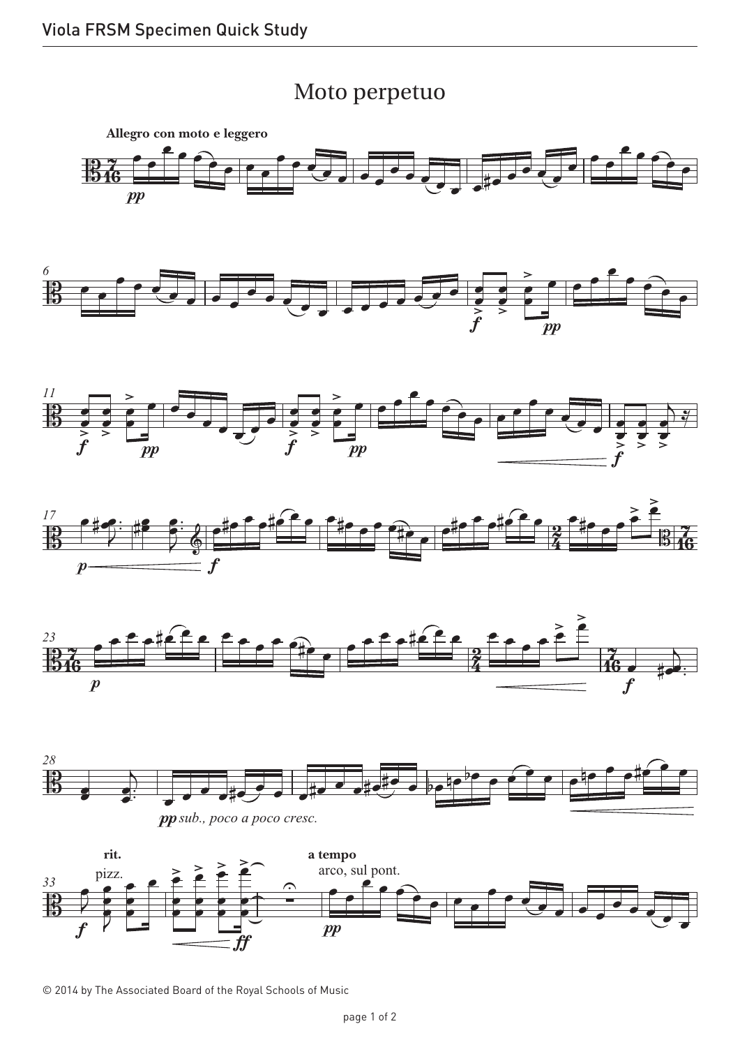# Moto perpetuo

**Allegro con moto e leggero**

© 2014 by The Associated Board of the Royal Schools of Music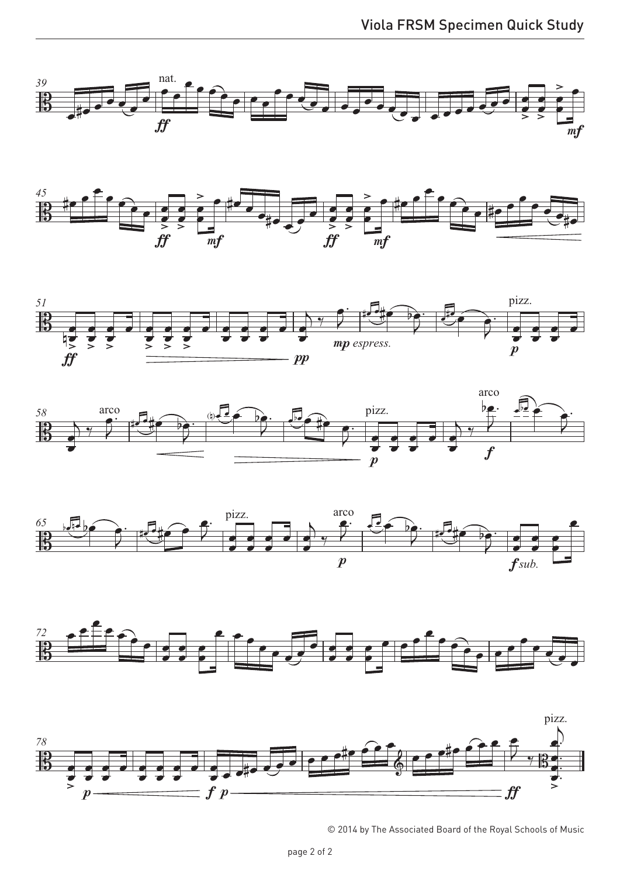© 2014 by The Associated Board of the Royal Schools of Music